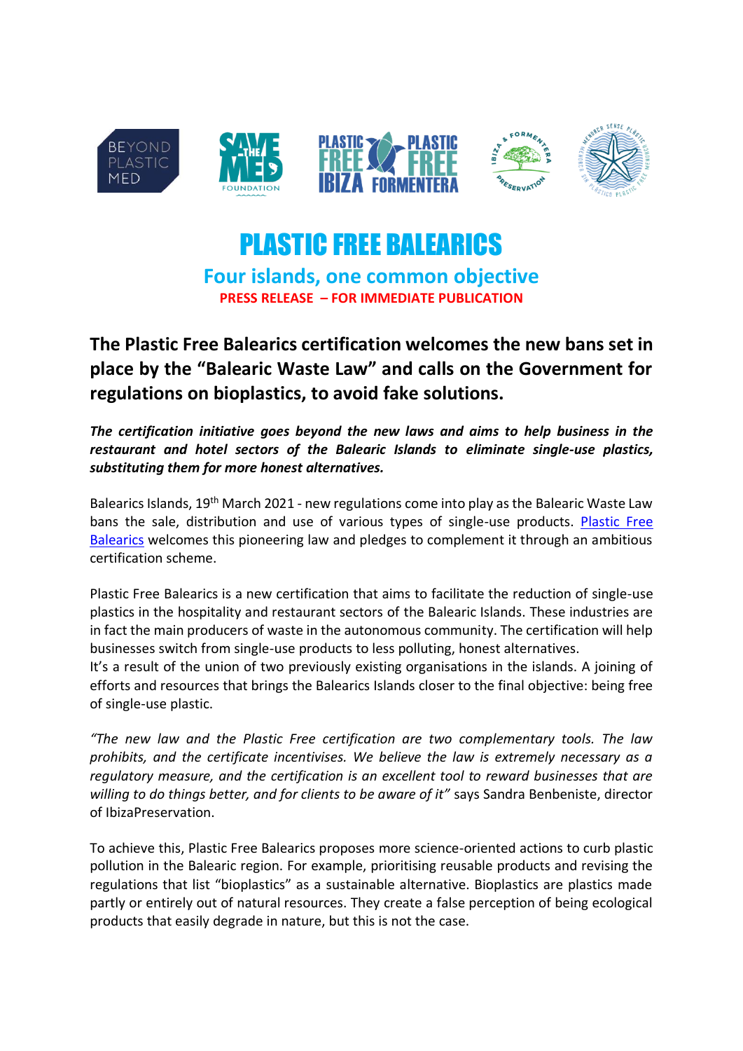# PLASTIC FREE BALEARICS

## Four islands, one common objective

**PRESS RELEASE – FOR IMMEDIATE PUBLICATION**

## The Plastic Free Balearics certification welcomes the new bans set in place by the "Balearic Waste Law" and calls on the Government for regulations on bioplastics, to avoid fake solutions.

***The certification initiative goes beyond the new laws and aims to help business in the restaurant and hotel sectors of the Balearic Islands to eliminate single-use plastics, substituting them for more honest alternatives.***

Balearics Islands, 19th March 2021 - new regulations come into play as the Balearic Waste Law bans the sale, distribution and use of various types of single-use products. Plastic Free Balearics welcomes this pioneering law and pledges to complement it through an ambitious certification scheme.

Plastic Free Balearics is a new certification that aims to facilitate the reduction of single-use plastics in the hospitality and restaurant sectors of the Balearic Islands. These industries are in fact the main producers of waste in the autonomous community. The certification will help businesses switch from single-use products to less polluting, honest alternatives.
It's a result of the union of two previously existing organisations in the islands. A joining of efforts and resources that brings the Balearics Islands closer to the final objective: being free of single-use plastic.

*"The new law and the Plastic Free certification are two complementary tools. The law prohibits, and the certificate incentivises. We believe the law is extremely necessary as a regulatory measure, and the certification is an excellent tool to reward businesses that are willing to do things better, and for clients to be aware of it"* says Sandra Benbeniste, director of IbizaPreservation.

To achieve this, Plastic Free Balearics proposes more science-oriented actions to curb plastic pollution in the Balearic region. For example, prioritising reusable products and revising the regulations that list "bioplastics" as a sustainable alternative. Bioplastics are plastics made partly or entirely out of natural resources. They create a false perception of being ecological products that easily degrade in nature, but this is not the case.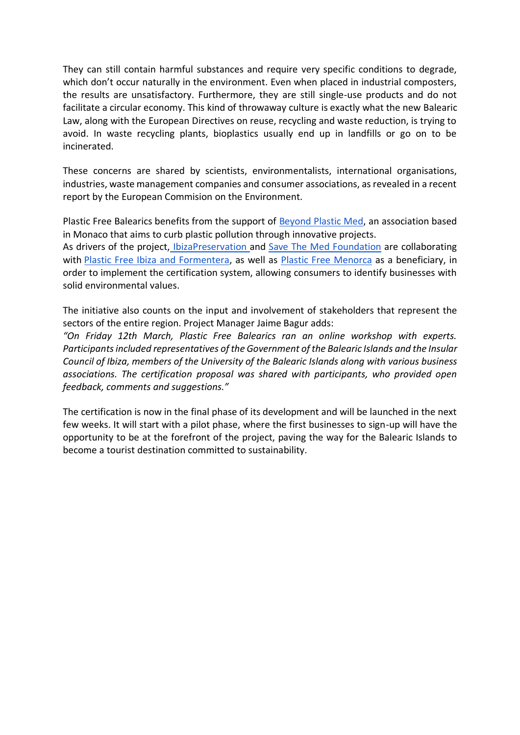They can still contain harmful substances and require very specific conditions to degrade, which don't occur naturally in the environment. Even when placed in industrial composters, the results are unsatisfactory. Furthermore, they are still single-use products and do not facilitate a circular economy. This kind of throwaway culture is exactly what the new Balearic Law, along with the European Directives on reuse, recycling and waste reduction, is trying to avoid. In waste recycling plants, bioplastics usually end up in landfills or go on to be incinerated.

These concerns are shared by scientists, environmentalists, international organisations, industries, waste management companies and consumer associations, as revealed in a recent report by the European Commision on the Environment.

Plastic Free Balearics benefits from the support of Beyond Plastic Med, an association based in Monaco that aims to curb plastic pollution through innovative projects.
As drivers of the project, IbizaPreservation and Save The Med Foundation are collaborating with Plastic Free Ibiza and Formentera, as well as Plastic Free Menorca as a beneficiary, in order to implement the certification system, allowing consumers to identify businesses with solid environmental values.

The initiative also counts on the input and involvement of stakeholders that represent the sectors of the entire region. Project Manager Jaime Bagur adds:
*"On Friday 12th March, Plastic Free Balearics ran an online workshop with experts. Participants included representatives of the Government of the Balearic Islands and the Insular Council of Ibiza, members of the University of the Balearic Islands along with various business associations. The certification proposal was shared with participants, who provided open feedback, comments and suggestions."*

The certification is now in the final phase of its development and will be launched in the next few weeks. It will start with a pilot phase, where the first businesses to sign-up will have the opportunity to be at the forefront of the project, paving the way for the Balearic Islands to become a tourist destination committed to sustainability.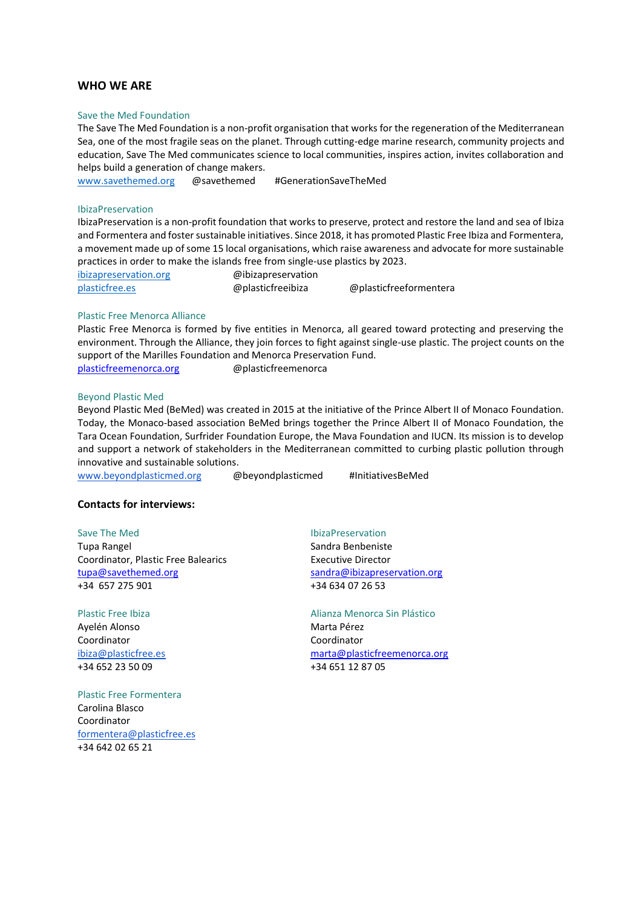## WHO WE ARE

### Save the Med Foundation

The Save The Med Foundation is a non-profit organisation that works for the regeneration of the Mediterranean Sea, one of the most fragile seas on the planet. Through cutting-edge marine research, community projects and education, Save The Med communicates science to local communities, inspires action, invites collaboration and helps build a generation of change makers.

www.savethemed.org @savethemed #GenerationSaveTheMed

### IbizaPreservation

IbizaPreservation is a non-profit foundation that works to preserve, protect and restore the land and sea of Ibiza and Formentera and foster sustainable initiatives. Since 2018, it has promoted Plastic Free Ibiza and Formentera, a movement made up of some 15 local organisations, which raise awareness and advocate for more sustainable practices in order to make the islands free from single-use plastics by 2023.

ibizapreservation.org @ibizapreservation

plasticfree.es @plasticfreeibiza @plasticfreeformentera

### Plastic Free Menorca Alliance

Plastic Free Menorca is formed by five entities in Menorca, all geared toward protecting and preserving the environment. Through the Alliance, they join forces to fight against single-use plastic. The project counts on the support of the Marilles Foundation and Menorca Preservation Fund.

plasticfreemenorca.org @plasticfreemenorca

### Beyond Plastic Med

Beyond Plastic Med (BeMed) was created in 2015 at the initiative of the Prince Albert II of Monaco Foundation. Today, the Monaco-based association BeMed brings together the Prince Albert II of Monaco Foundation, the Tara Ocean Foundation, Surfrider Foundation Europe, the Mava Foundation and IUCN. Its mission is to develop and support a network of stakeholders in the Mediterranean committed to curbing plastic pollution through innovative and sustainable solutions.

www.beyondplasticmed.org @beyondplasticmed #InitiativesBeMed

**Contacts for interviews:**

Save The Med
Tupa Rangel
Coordinator, Plastic Free Balearics
tupa@savethemed.org
+34 657 275 901

IbizaPreservation
Sandra Benbeniste
Executive Director
sandra@ibizapreservation.org
+34 634 07 26 53

Plastic Free Ibiza
Ayelén Alonso
Coordinator
ibiza@plasticfree.es
+34 652 23 50 09

Alianza Menorca Sin Plástico
Marta Pérez
Coordinator
marta@plasticfreemenorca.org
+34 651 12 87 05

Plastic Free Formentera
Carolina Blasco
Coordinator
formentera@plasticfree.es
+34 642 02 65 21